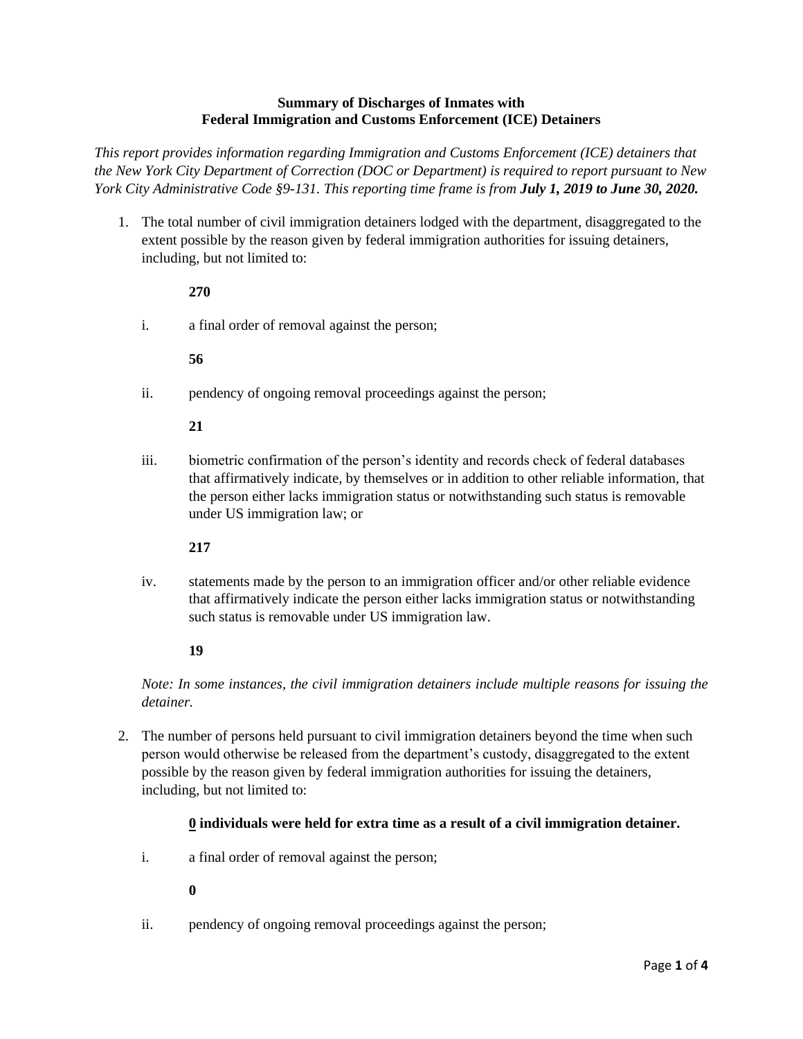**Summary of Discharges of Inmates with**
**Federal Immigration and Customs Enforcement (ICE) Detainers**

*This report provides information regarding Immigration and Customs Enforcement (ICE) detainers that the New York City Department of Correction (DOC or Department) is required to report pursuant to New York City Administrative Code §9-131. This reporting time frame is from **July 1, 2019 to June 30, 2020.***

1. The total number of civil immigration detainers lodged with the department, disaggregated to the extent possible by the reason given by federal immigration authorities for issuing detainers, including, but not limited to:

   **270**

   i. a final order of removal against the person;

   **56**

   ii. pendency of ongoing removal proceedings against the person;

   **21**

   iii. biometric confirmation of the person's identity and records check of federal databases that affirmatively indicate, by themselves or in addition to other reliable information, that the person either lacks immigration status or notwithstanding such status is removable under US immigration law; or

   **217**

   iv. statements made by the person to an immigration officer and/or other reliable evidence that affirmatively indicate the person either lacks immigration status or notwithstanding such status is removable under US immigration law.

   **19**

   *Note: In some instances, the civil immigration detainers include multiple reasons for issuing the detainer.*

2. The number of persons held pursuant to civil immigration detainers beyond the time when such person would otherwise be released from the department's custody, disaggregated to the extent possible by the reason given by federal immigration authorities for issuing the detainers, including, but not limited to:

   **<u>0</u> individuals were held for extra time as a result of a civil immigration detainer.**

   i. a final order of removal against the person;

   **0**

   ii. pendency of ongoing removal proceedings against the person;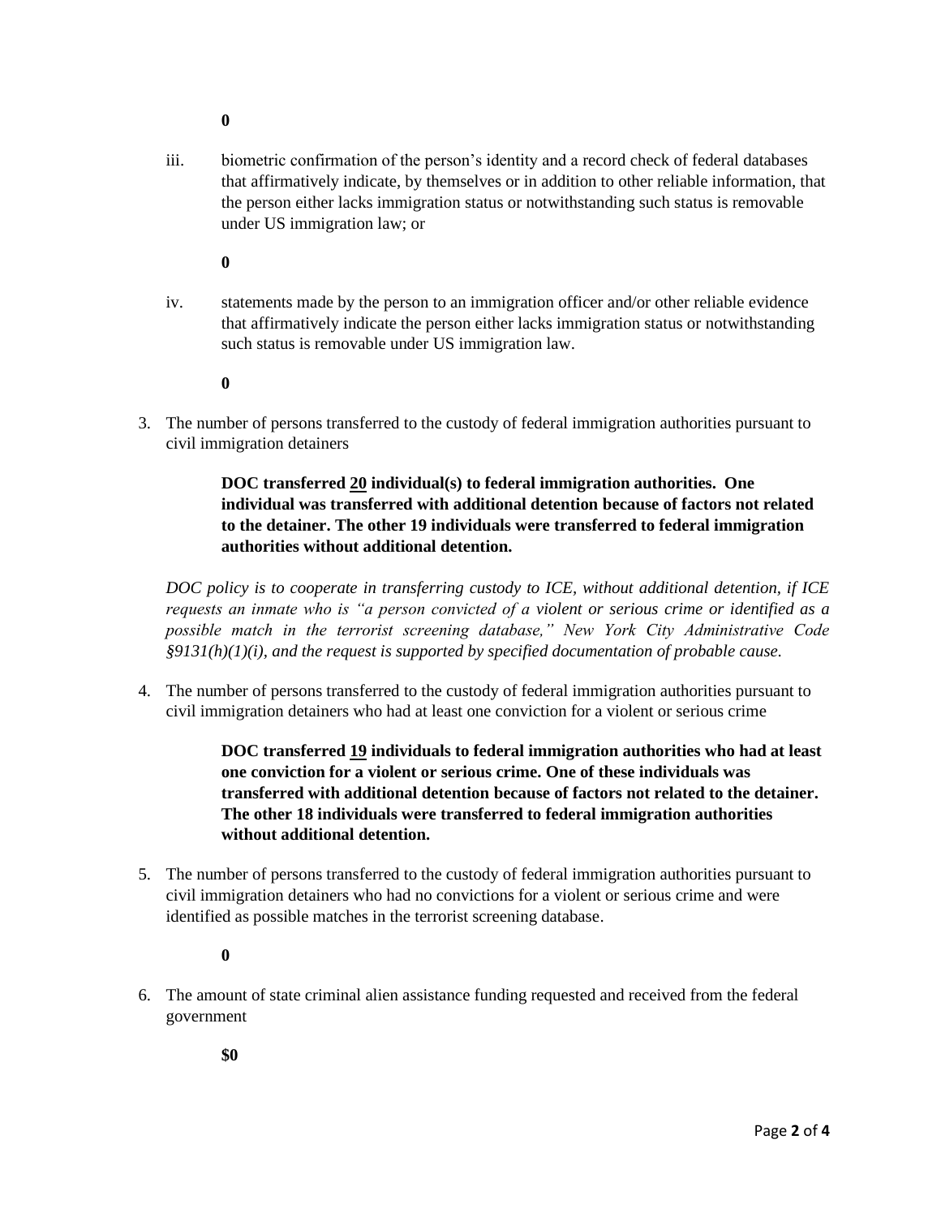**0**

iii. biometric confirmation of the person's identity and a record check of federal databases that affirmatively indicate, by themselves or in addition to other reliable information, that the person either lacks immigration status or notwithstanding such status is removable under US immigration law; or

**0**

iv. statements made by the person to an immigration officer and/or other reliable evidence that affirmatively indicate the person either lacks immigration status or notwithstanding such status is removable under US immigration law.

**0**

3. The number of persons transferred to the custody of federal immigration authorities pursuant to civil immigration detainers

**DOC transferred 20 individual(s) to federal immigration authorities. One individual was transferred with additional detention because of factors not related to the detainer. The other 19 individuals were transferred to federal immigration authorities without additional detention.**

*DOC policy is to cooperate in transferring custody to ICE, without additional detention, if ICE requests an inmate who is "a person convicted of a violent or serious crime or identified as a possible match in the terrorist screening database," New York City Administrative Code §9131(h)(1)(i), and the request is supported by specified documentation of probable cause.*

4. The number of persons transferred to the custody of federal immigration authorities pursuant to civil immigration detainers who had at least one conviction for a violent or serious crime

**DOC transferred 19 individuals to federal immigration authorities who had at least one conviction for a violent or serious crime. One of these individuals was transferred with additional detention because of factors not related to the detainer. The other 18 individuals were transferred to federal immigration authorities without additional detention.**

5. The number of persons transferred to the custody of federal immigration authorities pursuant to civil immigration detainers who had no convictions for a violent or serious crime and were identified as possible matches in the terrorist screening database.

**0**

6. The amount of state criminal alien assistance funding requested and received from the federal government

**$0**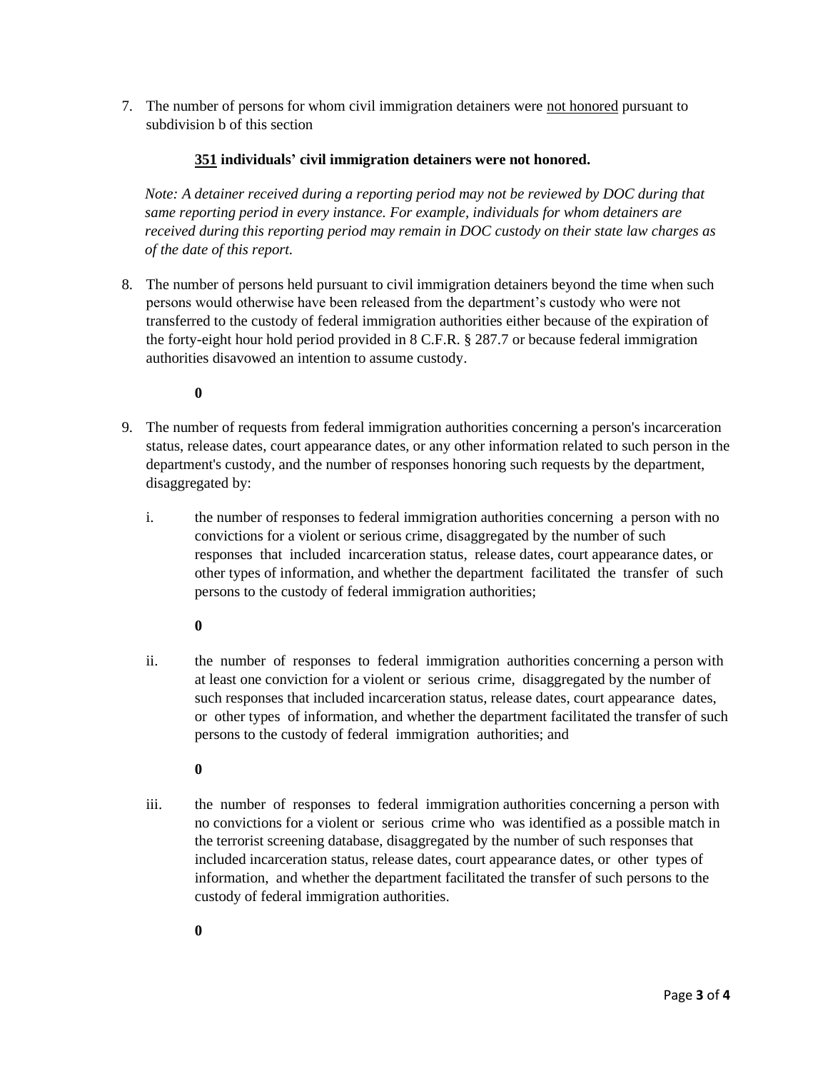7. The number of persons for whom civil immigration detainers were <u>not honored</u> pursuant to subdivision b of this section

   **<u>351</u> individuals' civil immigration detainers were not honored.**

   *Note: A detainer received during a reporting period may not be reviewed by DOC during that same reporting period in every instance. For example, individuals for whom detainers are received during this reporting period may remain in DOC custody on their state law charges as of the date of this report.*

8. The number of persons held pursuant to civil immigration detainers beyond the time when such persons would otherwise have been released from the department's custody who were not transferred to the custody of federal immigration authorities either because of the expiration of the forty-eight hour hold period provided in 8 C.F.R. § 287.7 or because federal immigration authorities disavowed an intention to assume custody.

   **0**

9. The number of requests from federal immigration authorities concerning a person's incarceration status, release dates, court appearance dates, or any other information related to such person in the department's custody, and the number of responses honoring such requests by the department, disaggregated by:

   i. the number of responses to federal immigration authorities concerning a person with no convictions for a violent or serious crime, disaggregated by the number of such responses that included incarceration status, release dates, court appearance dates, or other types of information, and whether the department facilitated the transfer of such persons to the custody of federal immigration authorities;

      **0**

   ii. the number of responses to federal immigration authorities concerning a person with at least one conviction for a violent or serious crime, disaggregated by the number of such responses that included incarceration status, release dates, court appearance dates, or other types of information, and whether the department facilitated the transfer of such persons to the custody of federal immigration authorities; and

      **0**

   iii. the number of responses to federal immigration authorities concerning a person with no convictions for a violent or serious crime who was identified as a possible match in the terrorist screening database, disaggregated by the number of such responses that included incarceration status, release dates, court appearance dates, or other types of information, and whether the department facilitated the transfer of such persons to the custody of federal immigration authorities.

      **0**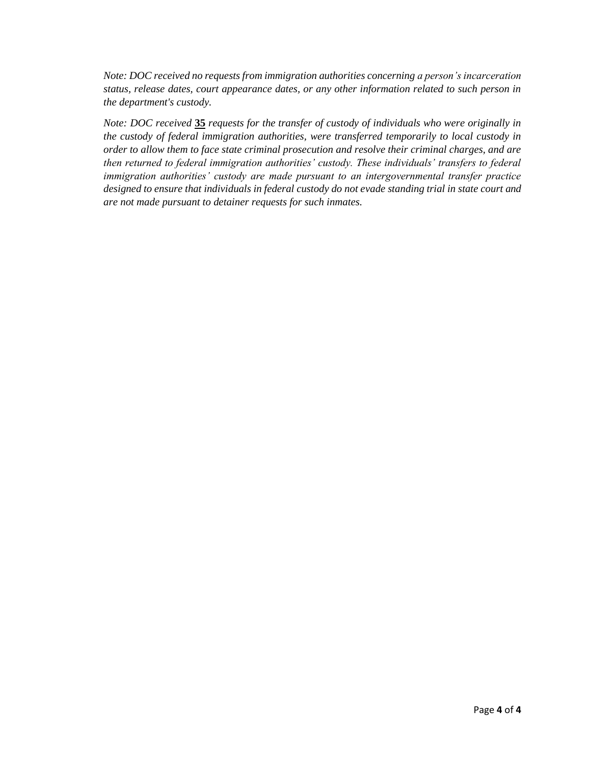*Note: DOC received no requests from immigration authorities concerning a person's incarceration status, release dates, court appearance dates, or any other information related to such person in the department's custody.*

*Note: DOC received* **35** *requests for the transfer of custody of individuals who were originally in the custody of federal immigration authorities, were transferred temporarily to local custody in order to allow them to face state criminal prosecution and resolve their criminal charges, and are then returned to federal immigration authorities' custody. These individuals' transfers to federal immigration authorities' custody are made pursuant to an intergovernmental transfer practice designed to ensure that individuals in federal custody do not evade standing trial in state court and are not made pursuant to detainer requests for such inmates.*